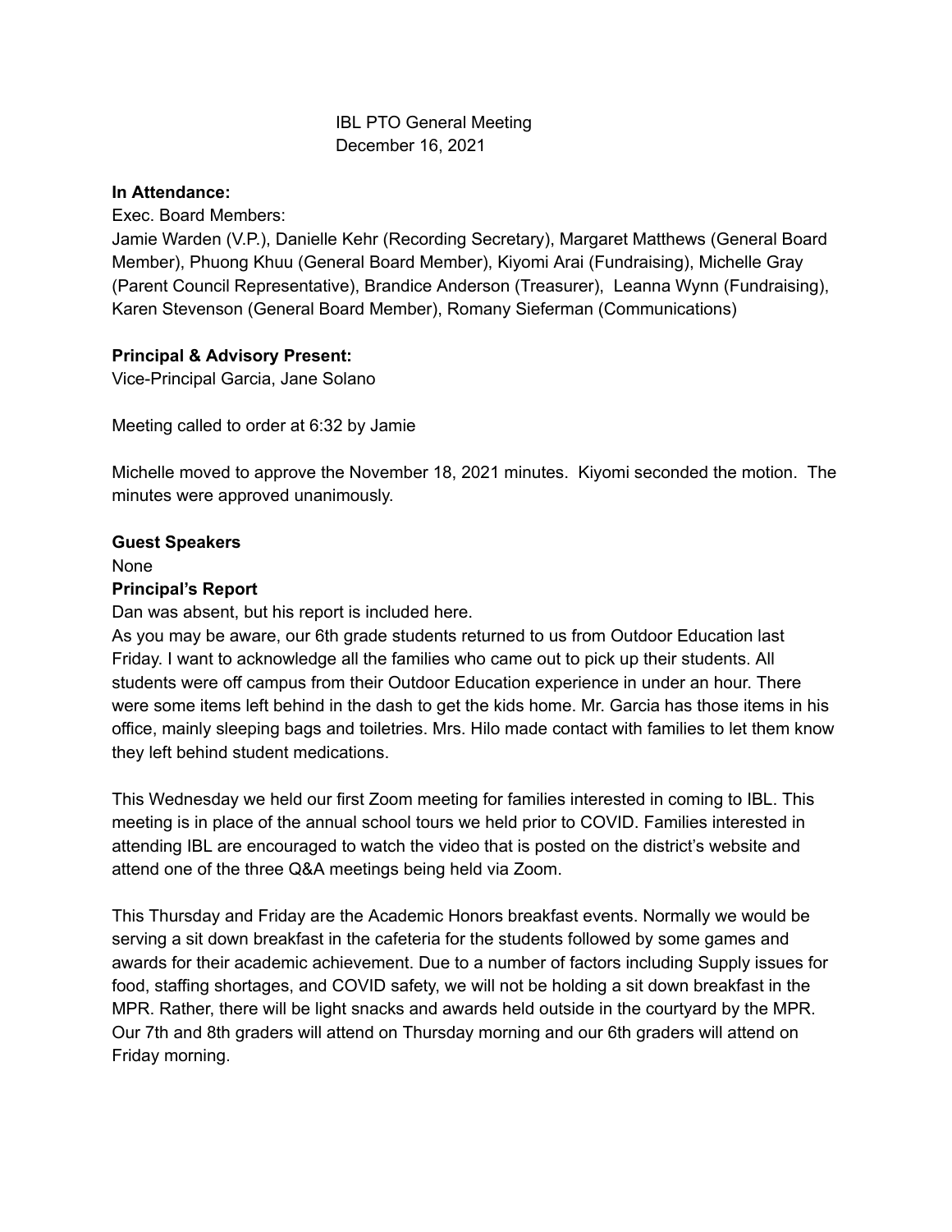# IBL PTO General Meeting
December 16, 2021

**In Attendance:**

Exec. Board Members:

Jamie Warden (V.P.), Danielle Kehr (Recording Secretary), Margaret Matthews (General Board Member), Phuong Khuu (General Board Member), Kiyomi Arai (Fundraising), Michelle Gray (Parent Council Representative), Brandice Anderson (Treasurer), Leanna Wynn (Fundraising), Karen Stevenson (General Board Member), Romany Sieferman (Communications)

**Principal & Advisory Present:**

Vice-Principal Garcia, Jane Solano

Meeting called to order at 6:32 by Jamie

Michelle moved to approve the November 18, 2021 minutes. Kiyomi seconded the motion. The minutes were approved unanimously.

**Guest Speakers**

None

**Principal's Report**

Dan was absent, but his report is included here.

As you may be aware, our 6th grade students returned to us from Outdoor Education last Friday. I want to acknowledge all the families who came out to pick up their students. All students were off campus from their Outdoor Education experience in under an hour. There were some items left behind in the dash to get the kids home. Mr. Garcia has those items in his office, mainly sleeping bags and toiletries. Mrs. Hilo made contact with families to let them know they left behind student medications.

This Wednesday we held our first Zoom meeting for families interested in coming to IBL. This meeting is in place of the annual school tours we held prior to COVID. Families interested in attending IBL are encouraged to watch the video that is posted on the district's website and attend one of the three Q&A meetings being held via Zoom.

This Thursday and Friday are the Academic Honors breakfast events. Normally we would be serving a sit down breakfast in the cafeteria for the students followed by some games and awards for their academic achievement. Due to a number of factors including Supply issues for food, staffing shortages, and COVID safety, we will not be holding a sit down breakfast in the MPR. Rather, there will be light snacks and awards held outside in the courtyard by the MPR. Our 7th and 8th graders will attend on Thursday morning and our 6th graders will attend on Friday morning.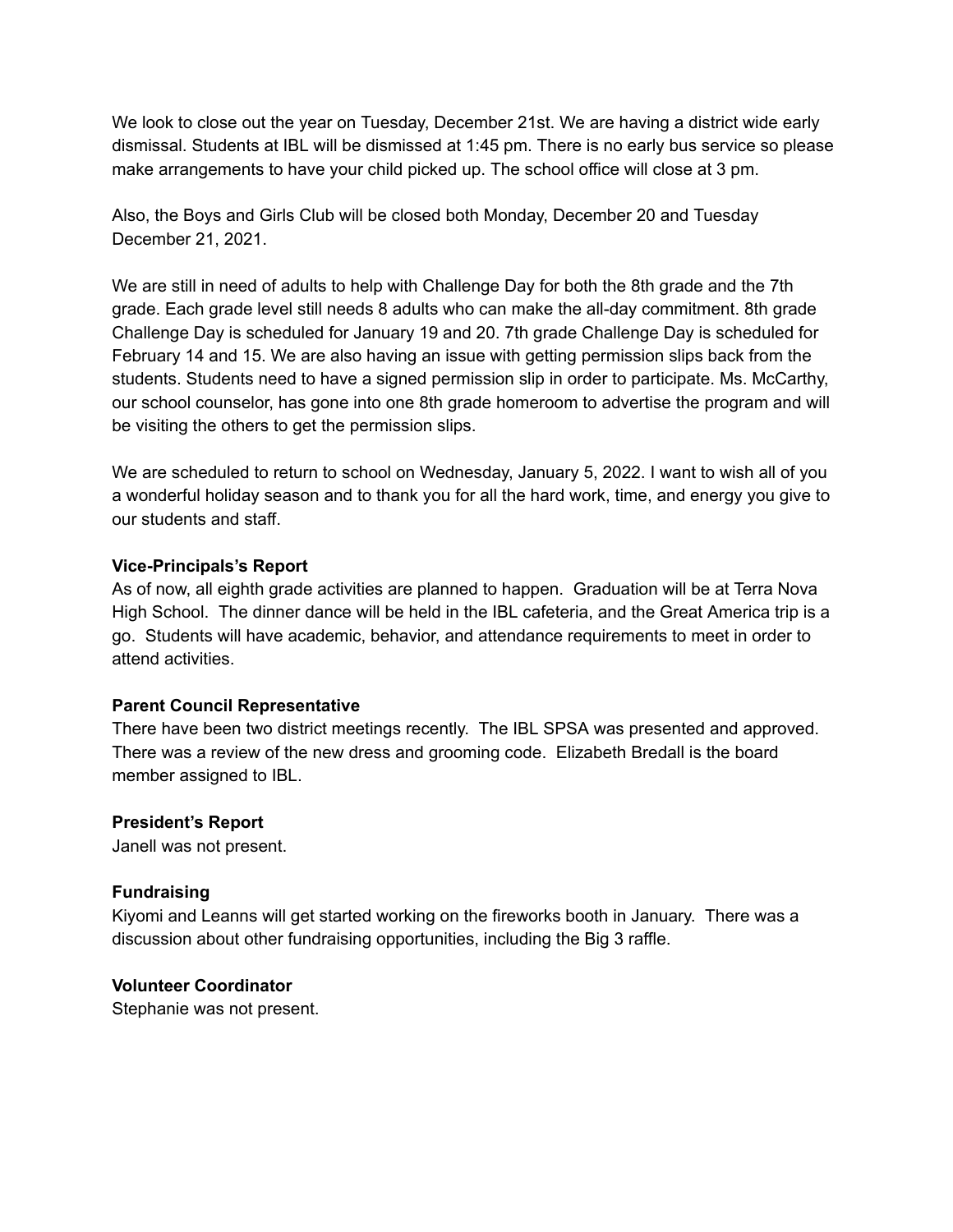We look to close out the year on Tuesday, December 21st. We are having a district wide early dismissal. Students at IBL will be dismissed at 1:45 pm. There is no early bus service so please make arrangements to have your child picked up. The school office will close at 3 pm.

Also, the Boys and Girls Club will be closed both Monday, December 20 and Tuesday December 21, 2021.

We are still in need of adults to help with Challenge Day for both the 8th grade and the 7th grade. Each grade level still needs 8 adults who can make the all-day commitment. 8th grade Challenge Day is scheduled for January 19 and 20. 7th grade Challenge Day is scheduled for February 14 and 15. We are also having an issue with getting permission slips back from the students. Students need to have a signed permission slip in order to participate. Ms. McCarthy, our school counselor, has gone into one 8th grade homeroom to advertise the program and will be visiting the others to get the permission slips.

We are scheduled to return to school on Wednesday, January 5, 2022. I want to wish all of you a wonderful holiday season and to thank you for all the hard work, time, and energy you give to our students and staff.

**Vice-Principals's Report**

As of now, all eighth grade activities are planned to happen. Graduation will be at Terra Nova High School. The dinner dance will be held in the IBL cafeteria, and the Great America trip is a go. Students will have academic, behavior, and attendance requirements to meet in order to attend activities.

**Parent Council Representative**

There have been two district meetings recently. The IBL SPSA was presented and approved. There was a review of the new dress and grooming code. Elizabeth Bredall is the board member assigned to IBL.

**President's Report**

Janell was not present.

**Fundraising**

Kiyomi and Leanns will get started working on the fireworks booth in January. There was a discussion about other fundraising opportunities, including the Big 3 raffle.

**Volunteer Coordinator**

Stephanie was not present.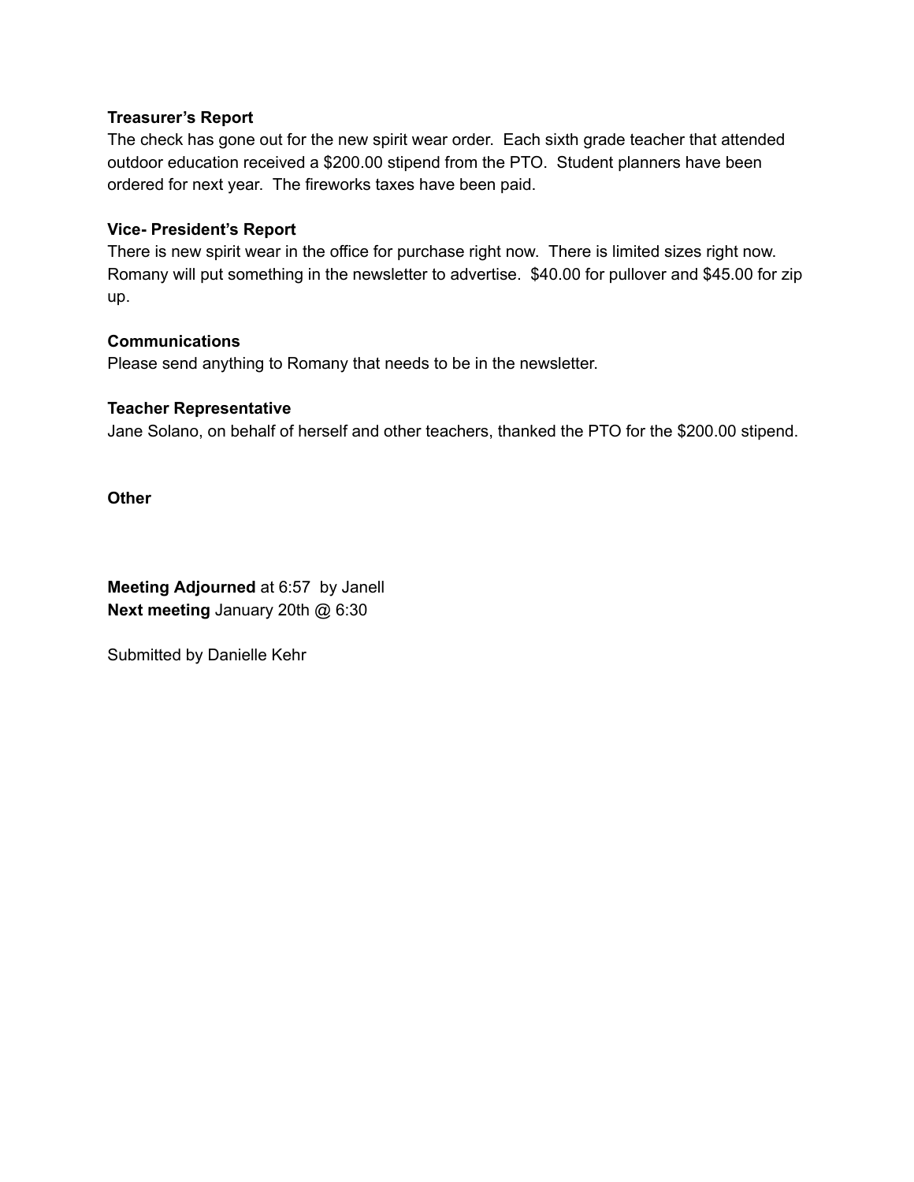**Treasurer's Report**

The check has gone out for the new spirit wear order. Each sixth grade teacher that attended outdoor education received a $200.00 stipend from the PTO. Student planners have been ordered for next year. The fireworks taxes have been paid.

**Vice- President's Report**

There is new spirit wear in the office for purchase right now. There is limited sizes right now. Romany will put something in the newsletter to advertise. $40.00 for pullover and $45.00 for zip up.

**Communications**

Please send anything to Romany that needs to be in the newsletter.

**Teacher Representative**

Jane Solano, on behalf of herself and other teachers, thanked the PTO for the $200.00 stipend.

**Other**

**Meeting Adjourned** at 6:57 by Janell
**Next meeting** January 20th @ 6:30

Submitted by Danielle Kehr